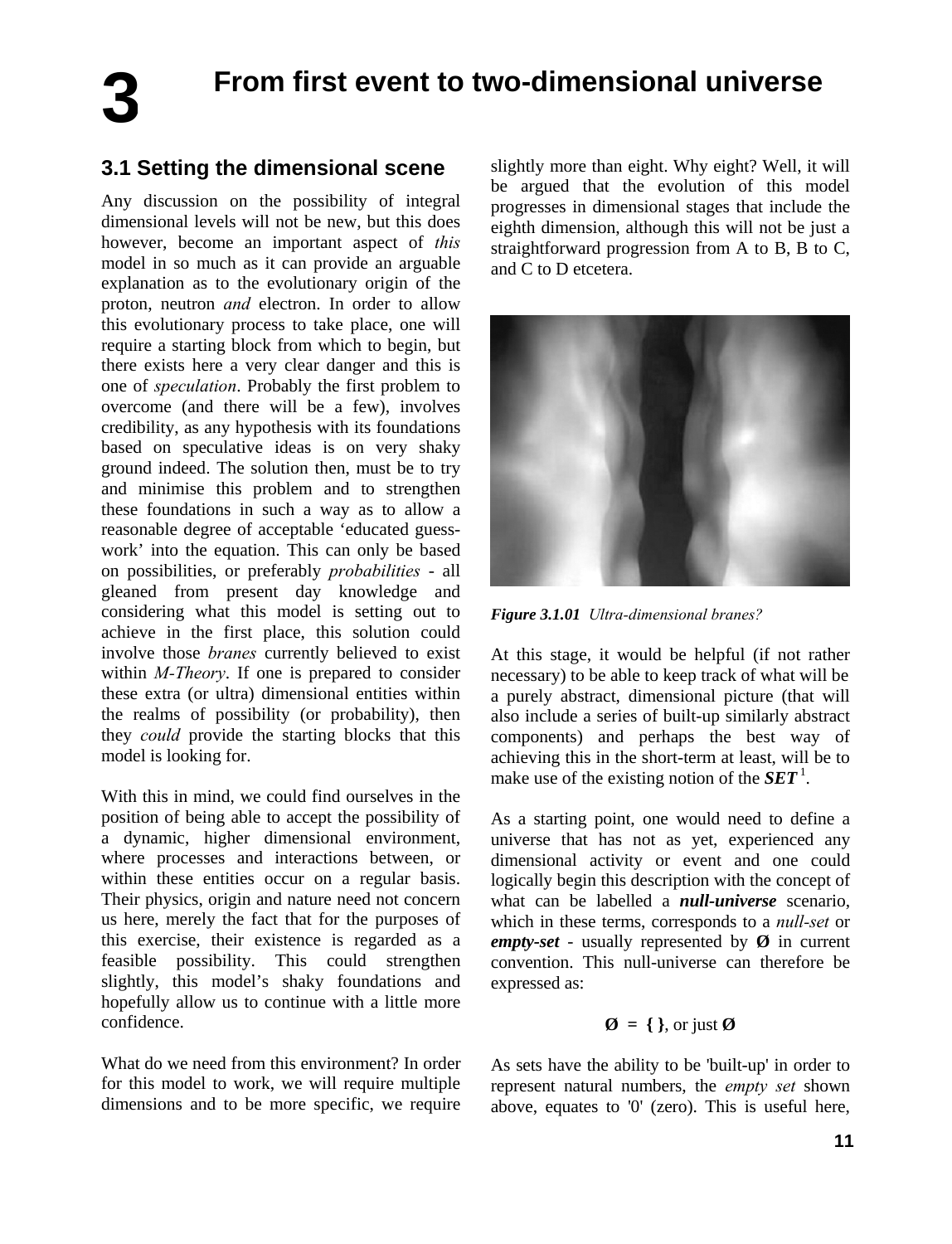# 3 From first event to two-dimensional universe

## 3.1 Setting the dimensional scene

Any discussion on the possibility of integral dimensional levels will not be new, but this does however, become an important aspect of *this* model in so much as it can provide an arguable explanation as to the evolutionary origin of the proton, neutron *and* electron. In order to allow this evolutionary process to take place, one will require a starting block from which to begin, but there exists here a very clear danger and this is one of *speculation*. Probably the first problem to overcome (and there will be a few), involves credibility, as any hypothesis with its foundations based on speculative ideas is on very shaky ground indeed. The solution then, must be to try and minimise this problem and to strengthen these foundations in such a way as to allow a reasonable degree of acceptable 'educated guess-work' into the equation. This can only be based on possibilities, or preferably *probabilities* - all gleaned from present day knowledge and considering what this model is setting out to achieve in the first place, this solution could involve those *branes* currently believed to exist within *M-Theory*. If one is prepared to consider these extra (or ultra) dimensional entities within the realms of possibility (or probability), then they *could* provide the starting blocks that this model is looking for.

With this in mind, we could find ourselves in the position of being able to accept the possibility of a dynamic, higher dimensional environment, where processes and interactions between, or within these entities occur on a regular basis. Their physics, origin and nature need not concern us here, merely the fact that for the purposes of this exercise, their existence is regarded as a feasible possibility. This could strengthen slightly, this model's shaky foundations and hopefully allow us to continue with a little more confidence.

What do we need from this environment? In order for this model to work, we will require multiple dimensions and to be more specific, we require slightly more than eight. Why eight? Well, it will be argued that the evolution of this model progresses in dimensional stages that include the eighth dimension, although this will not be just a straightforward progression from A to B, B to C, and C to D etcetera.

***Figure 3.1.01*** *Ultra-dimensional branes?*

At this stage, it would be helpful (if not rather necessary) to be able to keep track of what will be a purely abstract, dimensional picture (that will also include a series of built-up similarly abstract components) and perhaps the best way of achieving this in the short-term at least, will be to make use of the existing notion of the ***SET*** [1].

As a starting point, one would need to define a universe that has not as yet, experienced any dimensional activity or event and one could logically begin this description with the concept of what can be labelled a ***null-universe*** scenario, which in these terms, corresponds to a *null-set* or ***empty-set*** - usually represented by **Ø** in current convention. This null-universe can therefore be expressed as:

**Ø = { }**, or just **Ø**

As sets have the ability to be 'built-up' in order to represent natural numbers, the *empty set* shown above, equates to '0' (zero). This is useful here,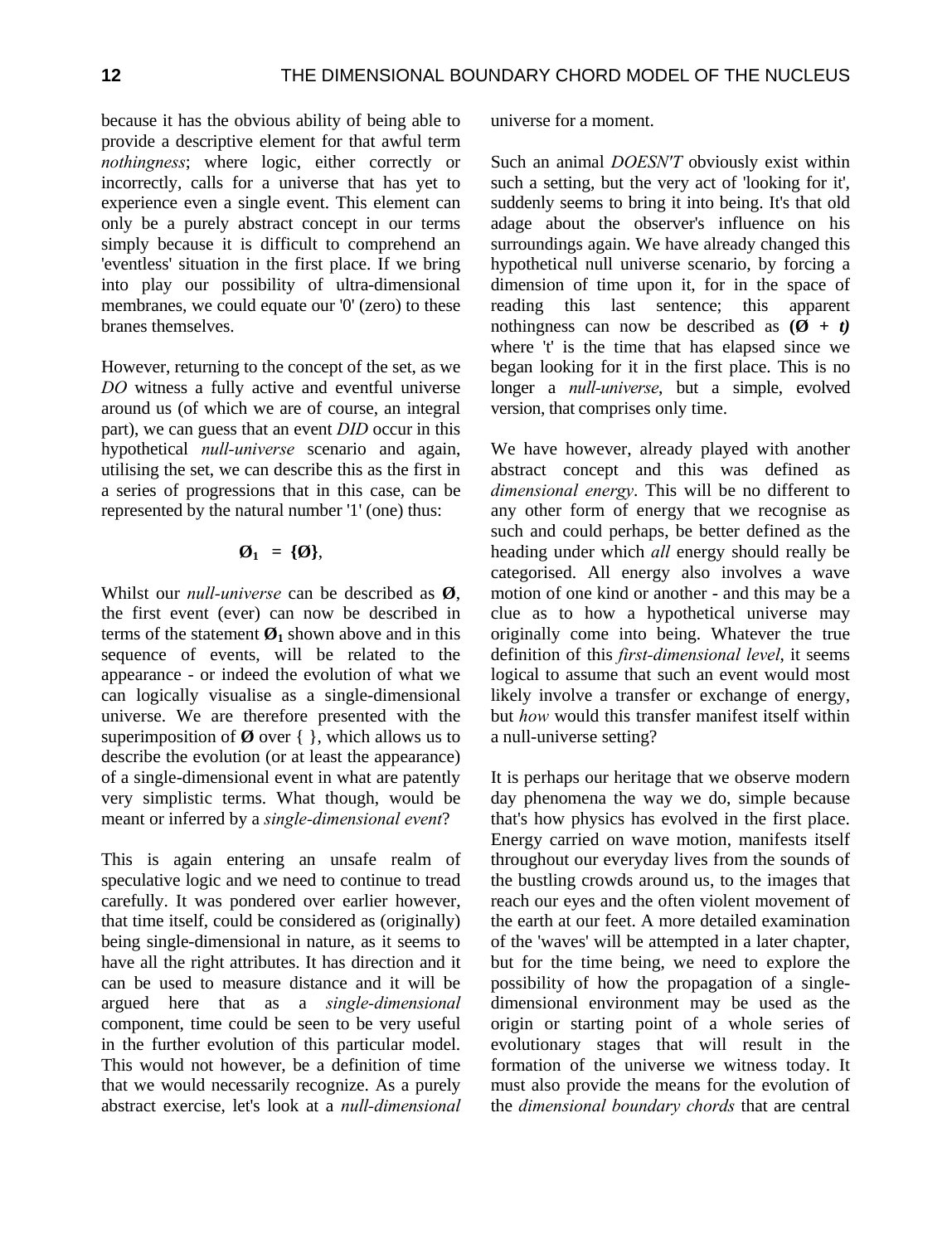because it has the obvious ability of being able to provide a descriptive element for that awful term *nothingness*; where logic, either correctly or incorrectly, calls for a universe that has yet to experience even a single event. This element can only be a purely abstract concept in our terms simply because it is difficult to comprehend an 'eventless' situation in the first place. If we bring into play our possibility of ultra-dimensional membranes, we could equate our '0' (zero) to these branes themselves.

However, returning to the concept of the set, as we *DO* witness a fully active and eventful universe around us (of which we are of course, an integral part), we can guess that an event *DID* occur in this hypothetical *null-universe* scenario and again, utilising the set, we can describe this as the first in a series of progressions that in this case, can be represented by the natural number '1' (one) thus:

$$\mathbf{Ø_1 \;=\; \{Ø\}},$$

Whilst our *null-universe* can be described as **Ø**, the first event (ever) can now be described in terms of the statement $\mathbf{Ø_1}$ shown above and in this sequence of events, will be related to the appearance - or indeed the evolution of what we can logically visualise as a single-dimensional universe. We are therefore presented with the superimposition of **Ø** over { }, which allows us to describe the evolution (or at least the appearance) of a single-dimensional event in what are patently very simplistic terms. What though, would be meant or inferred by a *single-dimensional event*?

This is again entering an unsafe realm of speculative logic and we need to continue to tread carefully. It was pondered over earlier however, that time itself, could be considered as (originally) being single-dimensional in nature, as it seems to have all the right attributes. It has direction and it can be used to measure distance and it will be argued here that as a *single-dimensional* component, time could be seen to be very useful in the further evolution of this particular model. This would not however, be a definition of time that we would necessarily recognize. As a purely abstract exercise, let's look at a *null-dimensional* universe for a moment.

Such an animal *DOESN'T* obviously exist within such a setting, but the very act of 'looking for it', suddenly seems to bring it into being. It's that old adage about the observer's influence on his surroundings again. We have already changed this hypothetical null universe scenario, by forcing a dimension of time upon it, for in the space of reading this last sentence; this apparent nothingness can now be described as $\mathbf{(Ø + \mathit{t})}$ where 't' is the time that has elapsed since we began looking for it in the first place. This is no longer a *null-universe*, but a simple, evolved version, that comprises only time.

We have however, already played with another abstract concept and this was defined as *dimensional energy*. This will be no different to any other form of energy that we recognise as such and could perhaps, be better defined as the heading under which *all* energy should really be categorised. All energy also involves a wave motion of one kind or another - and this may be a clue as to how a hypothetical universe may originally come into being. Whatever the true definition of this *first-dimensional level*, it seems logical to assume that such an event would most likely involve a transfer or exchange of energy, but *how* would this transfer manifest itself within a null-universe setting?

It is perhaps our heritage that we observe modern day phenomena the way we do, simple because that's how physics has evolved in the first place. Energy carried on wave motion, manifests itself throughout our everyday lives from the sounds of the bustling crowds around us, to the images that reach our eyes and the often violent movement of the earth at our feet. A more detailed examination of the 'waves' will be attempted in a later chapter, but for the time being, we need to explore the possibility of how the propagation of a single-dimensional environment may be used as the origin or starting point of a whole series of evolutionary stages that will result in the formation of the universe we witness today. It must also provide the means for the evolution of the *dimensional boundary chords* that are central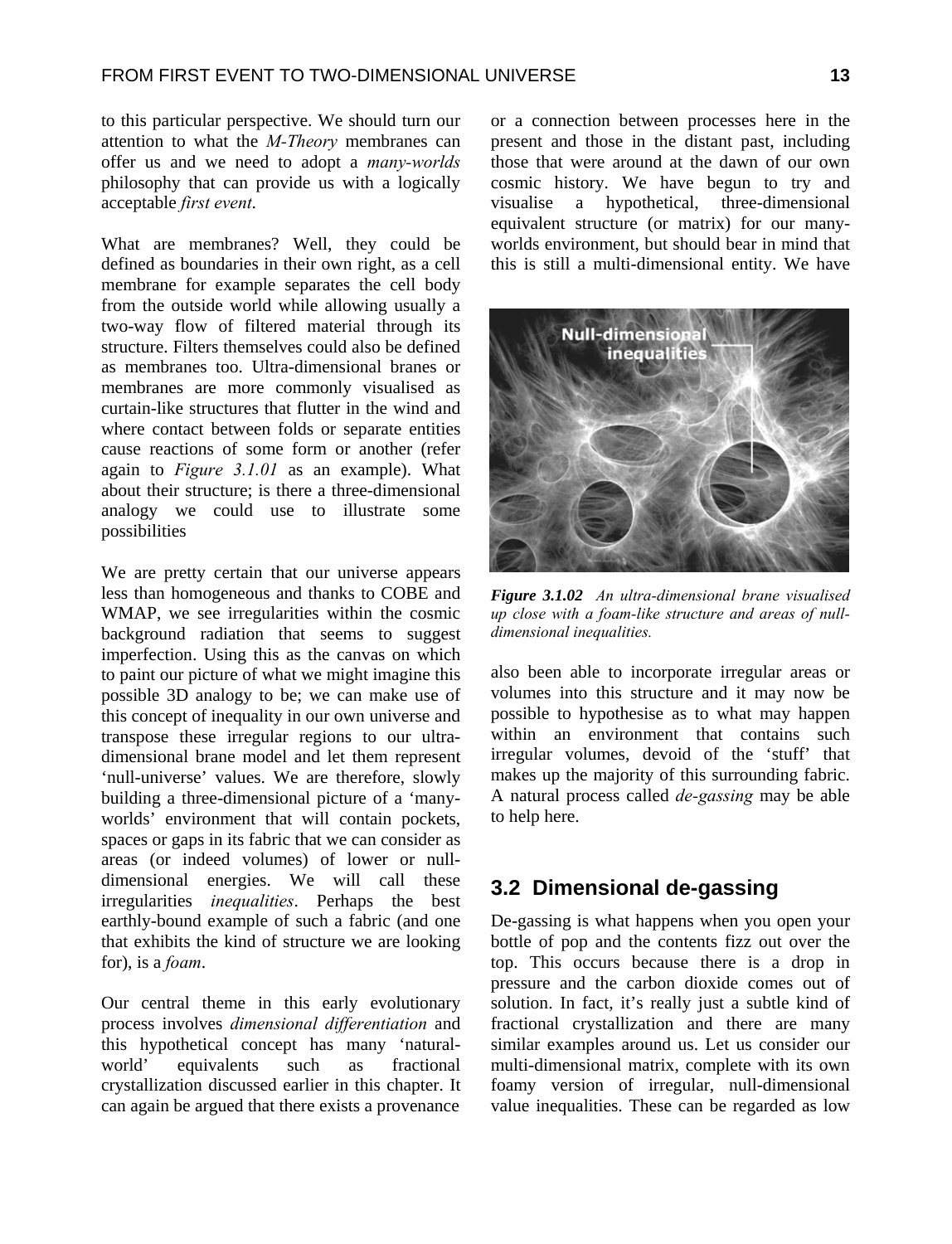to this particular perspective. We should turn our attention to what the *M-Theory* membranes can offer us and we need to adopt a *many-worlds* philosophy that can provide us with a logically acceptable *first event*.

What are membranes? Well, they could be defined as boundaries in their own right, as a cell membrane for example separates the cell body from the outside world while allowing usually a two-way flow of filtered material through its structure. Filters themselves could also be defined as membranes too. Ultra-dimensional branes or membranes are more commonly visualised as curtain-like structures that flutter in the wind and where contact between folds or separate entities cause reactions of some form or another (refer again to *Figure 3.1.01* as an example). What about their structure; is there a three-dimensional analogy we could use to illustrate some possibilities

We are pretty certain that our universe appears less than homogeneous and thanks to COBE and WMAP, we see irregularities within the cosmic background radiation that seems to suggest imperfection. Using this as the canvas on which to paint our picture of what we might imagine this possible 3D analogy to be; we can make use of this concept of inequality in our own universe and transpose these irregular regions to our ultra-dimensional brane model and let them represent 'null-universe' values. We are therefore, slowly building a three-dimensional picture of a 'many-worlds' environment that will contain pockets, spaces or gaps in its fabric that we can consider as areas (or indeed volumes) of lower or null-dimensional energies. We will call these irregularities *inequalities*. Perhaps the best earthly-bound example of such a fabric (and one that exhibits the kind of structure we are looking for), is a *foam*.

Our central theme in this early evolutionary process involves *dimensional differentiation* and this hypothetical concept has many 'natural-world' equivalents such as fractional crystallization discussed earlier in this chapter. It can again be argued that there exists a provenance or a connection between processes here in the present and those in the distant past, including those that were around at the dawn of our own cosmic history. We have begun to try and visualise a hypothetical, three-dimensional equivalent structure (or matrix) for our many-worlds environment, but should bear in mind that this is still a multi-dimensional entity. We have also been able to incorporate irregular areas or volumes into this structure and it may now be possible to hypothesise as to what may happen within an environment that contains such irregular volumes, devoid of the 'stuff' that makes up the majority of this surrounding fabric. A natural process called *de-gassing* may be able to help here.

***Figure 3.1.02*** *An ultra-dimensional brane visualised up close with a foam-like structure and areas of null-dimensional inequalities.*

## 3.2 Dimensional de-gassing

De-gassing is what happens when you open your bottle of pop and the contents fizz out over the top. This occurs because there is a drop in pressure and the carbon dioxide comes out of solution. In fact, it's really just a subtle kind of fractional crystallization and there are many similar examples around us. Let us consider our multi-dimensional matrix, complete with its own foamy version of irregular, null-dimensional value inequalities. These can be regarded as low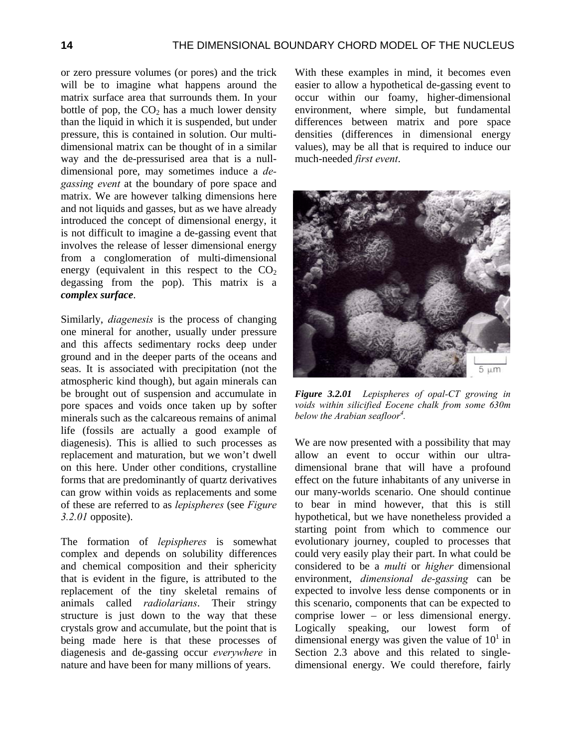or zero pressure volumes (or pores) and the trick will be to imagine what happens around the matrix surface area that surrounds them. In your bottle of pop, the $CO_2$ has a much lower density than the liquid in which it is suspended, but under pressure, this is contained in solution. Our multi-dimensional matrix can be thought of in a similar way and the de-pressurised area that is a null-dimensional pore, may sometimes induce a *de-gassing event* at the boundary of pore space and matrix. We are however talking dimensions here and not liquids and gasses, but as we have already introduced the concept of dimensional energy, it is not difficult to imagine a de-gassing event that involves the release of lesser dimensional energy from a conglomeration of multi-dimensional energy (equivalent in this respect to the $CO_2$ degassing from the pop). This matrix is a ***complex surface***.

Similarly, *diagenesis* is the process of changing one mineral for another, usually under pressure and this affects sedimentary rocks deep under ground and in the deeper parts of the oceans and seas. It is associated with precipitation (not the atmospheric kind though), but again minerals can be brought out of suspension and accumulate in pore spaces and voids once taken up by softer minerals such as the calcareous remains of animal life (fossils are actually a good example of diagenesis). This is allied to such processes as replacement and maturation, but we won't dwell on this here. Under other conditions, crystalline forms that are predominantly of quartz derivatives can grow within voids as replacements and some of these are referred to as *lepispheres* (see *Figure 3.2.01* opposite).

The formation of *lepispheres* is somewhat complex and depends on solubility differences and chemical composition and their sphericity that is evident in the figure, is attributed to the replacement of the tiny skeletal remains of animals called *radiolarians*. Their stringy structure is just down to the way that these crystals grow and accumulate, but the point that is being made here is that these processes of diagenesis and de-gassing occur *everywhere* in nature and have been for many millions of years.

With these examples in mind, it becomes even easier to allow a hypothetical de-gassing event to occur within our foamy, higher-dimensional environment, where simple, but fundamental differences between matrix and pore space densities (differences in dimensional energy values), may be all that is required to induce our much-needed *first event*.

***Figure 3.2.01*** *Lepispheres of opal-CT growing in voids within silicified Eocene chalk from some 630m below the Arabian seafloor*[4].

We are now presented with a possibility that may allow an event to occur within our ultra-dimensional brane that will have a profound effect on the future inhabitants of any universe in our many-worlds scenario. One should continue to bear in mind however, that this is still hypothetical, but we have nonetheless provided a starting point from which to commence our evolutionary journey, coupled to processes that could very easily play their part. In what could be considered to be a *multi* or *higher* dimensional environment, *dimensional de-gassing* can be expected to involve less dense components or in this scenario, components that can be expected to comprise lower – or less dimensional energy. Logically speaking, our lowest form of dimensional energy was given the value of $10^1$ in Section 2.3 above and this related to single-dimensional energy. We could therefore, fairly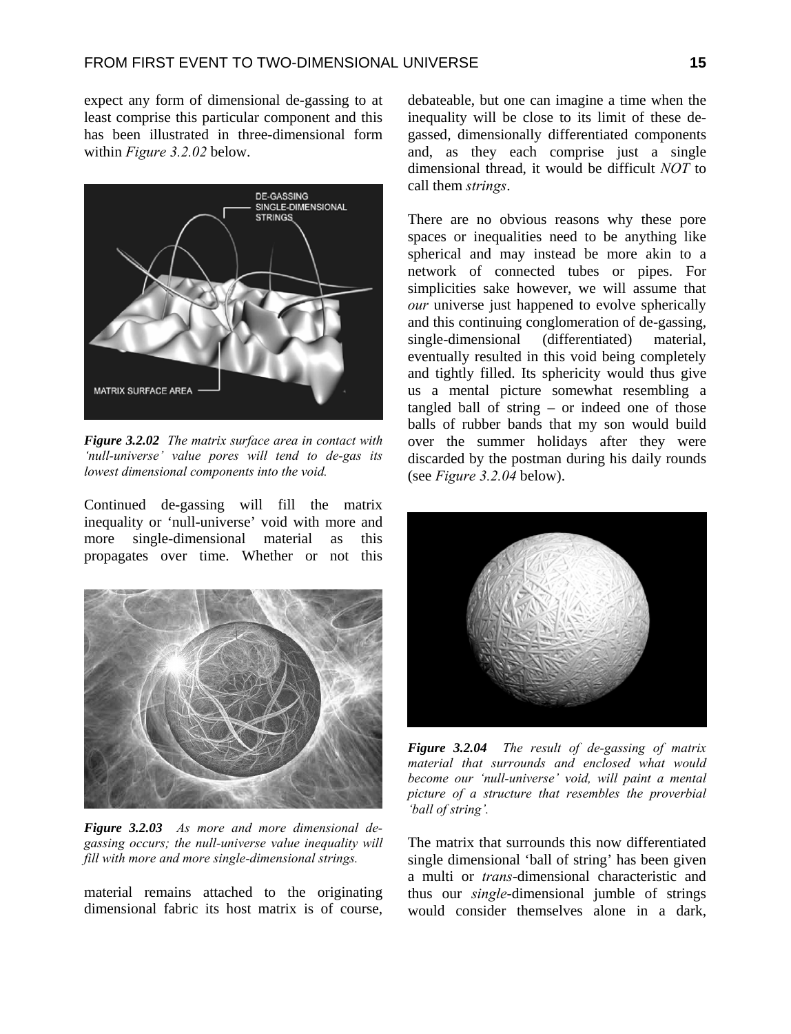expect any form of dimensional de-gassing to at least comprise this particular component and this has been illustrated in three-dimensional form within *Figure 3.2.02* below.

***Figure 3.2.02*** *The matrix surface area in contact with 'null-universe' value pores will tend to de-gas its lowest dimensional components into the void.*

Continued de-gassing will fill the matrix inequality or 'null-universe' void with more and more single-dimensional material as this propagates over time. Whether or not this material remains attached to the originating dimensional fabric its host matrix is of course, debateable, but one can imagine a time when the inequality will be close to its limit of these de-gassed, dimensionally differentiated components and, as they each comprise just a single dimensional thread, it would be difficult *NOT* to call them *strings*.

***Figure 3.2.03*** *As more and more dimensional de-gassing occurs; the null-universe value inequality will fill with more and more single-dimensional strings.*

There are no obvious reasons why these pore spaces or inequalities need to be anything like spherical and may instead be more akin to a network of connected tubes or pipes. For simplicities sake however, we will assume that *our* universe just happened to evolve spherically and this continuing conglomeration of de-gassing, single-dimensional (differentiated) material, eventually resulted in this void being completely and tightly filled. Its sphericity would thus give us a mental picture somewhat resembling a tangled ball of string – or indeed one of those balls of rubber bands that my son would build over the summer holidays after they were discarded by the postman during his daily rounds (see *Figure 3.2.04* below).

***Figure 3.2.04*** *The result of de-gassing of matrix material that surrounds and enclosed what would become our 'null-universe' void, will paint a mental picture of a structure that resembles the proverbial 'ball of string'.*

The matrix that surrounds this now differentiated single dimensional 'ball of string' has been given a multi or *trans*-dimensional characteristic and thus our *single*-dimensional jumble of strings would consider themselves alone in a dark,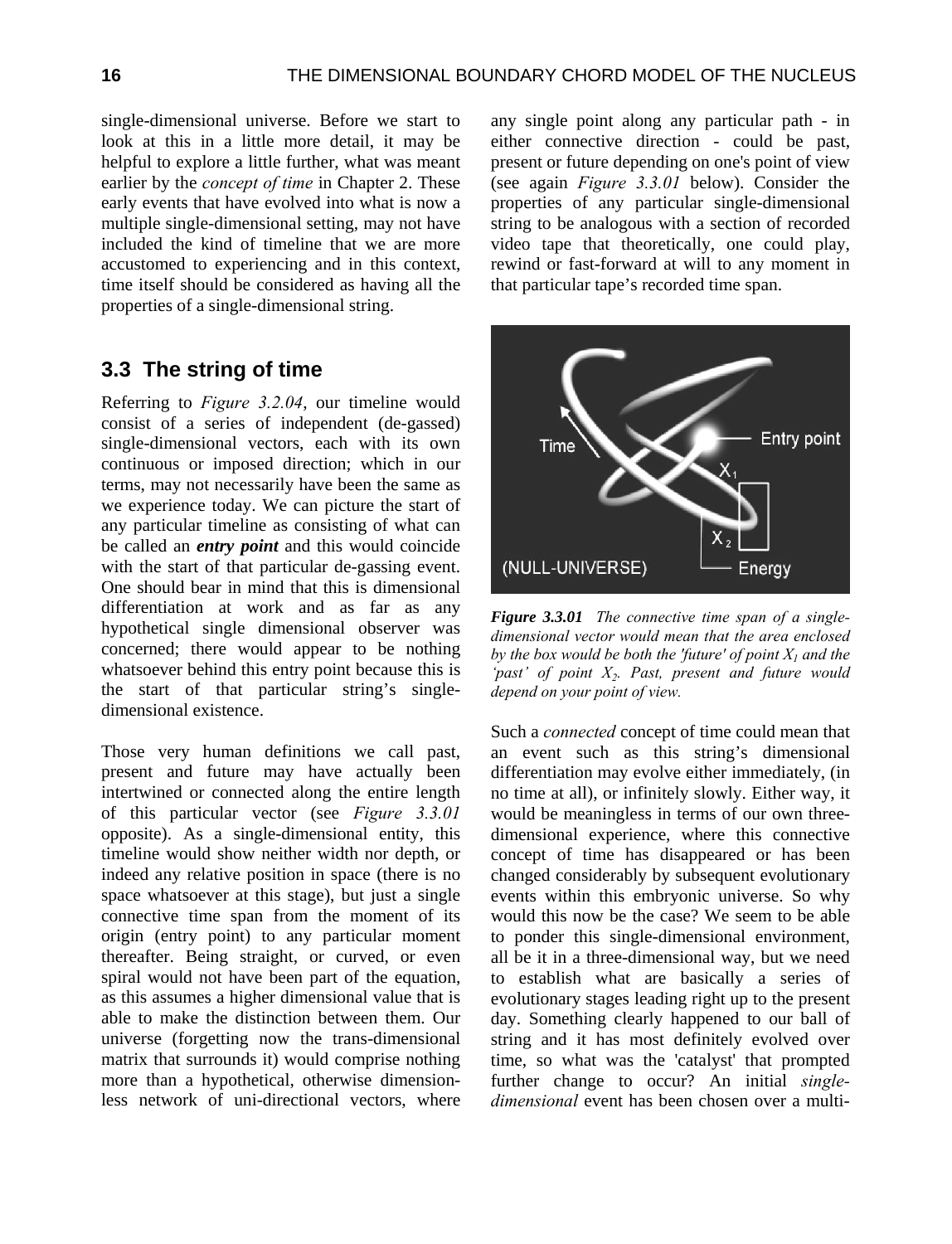single-dimensional universe. Before we start to look at this in a little more detail, it may be helpful to explore a little further, what was meant earlier by the *concept of time* in Chapter 2. These early events that have evolved into what is now a multiple single-dimensional setting, may not have included the kind of timeline that we are more accustomed to experiencing and in this context, time itself should be considered as having all the properties of a single-dimensional string.

## 3.3 The string of time

Referring to *Figure 3.2.04*, our timeline would consist of a series of independent (de-gassed) single-dimensional vectors, each with its own continuous or imposed direction; which in our terms, may not necessarily have been the same as we experience today. We can picture the start of any particular timeline as consisting of what can be called an ***entry point*** and this would coincide with the start of that particular de-gassing event. One should bear in mind that this is dimensional differentiation at work and as far as any hypothetical single dimensional observer was concerned; there would appear to be nothing whatsoever behind this entry point because this is the start of that particular string's single-dimensional existence.

Those very human definitions we call past, present and future may have actually been intertwined or connected along the entire length of this particular vector (see *Figure 3.3.01* opposite). As a single-dimensional entity, this timeline would show neither width nor depth, or indeed any relative position in space (there is no space whatsoever at this stage), but just a single connective time span from the moment of its origin (entry point) to any particular moment thereafter. Being straight, or curved, or even spiral would not have been part of the equation, as this assumes a higher dimensional value that is able to make the distinction between them. Our universe (forgetting now the trans-dimensional matrix that surrounds it) would comprise nothing more than a hypothetical, otherwise dimension-less network of uni-directional vectors, where any single point along any particular path - in either connective direction - could be past, present or future depending on one's point of view (see again *Figure 3.3.01* below). Consider the properties of any particular single-dimensional string to be analogous with a section of recorded video tape that theoretically, one could play, rewind or fast-forward at will to any moment in that particular tape's recorded time span.

***Figure 3.3.01*** *The connective time span of a single-dimensional vector would mean that the area enclosed by the box would be both the 'future' of point $X_1$ and the 'past' of point $X_2$. Past, present and future would depend on your point of view.*

Such a *connected* concept of time could mean that an event such as this string's dimensional differentiation may evolve either immediately, (in no time at all), or infinitely slowly. Either way, it would be meaningless in terms of our own three-dimensional experience, where this connective concept of time has disappeared or has been changed considerably by subsequent evolutionary events within this embryonic universe. So why would this now be the case? We seem to be able to ponder this single-dimensional environment, all be it in a three-dimensional way, but we need to establish what are basically a series of evolutionary stages leading right up to the present day. Something clearly happened to our ball of string and it has most definitely evolved over time, so what was the 'catalyst' that prompted further change to occur? An initial *single-dimensional* event has been chosen over a multi-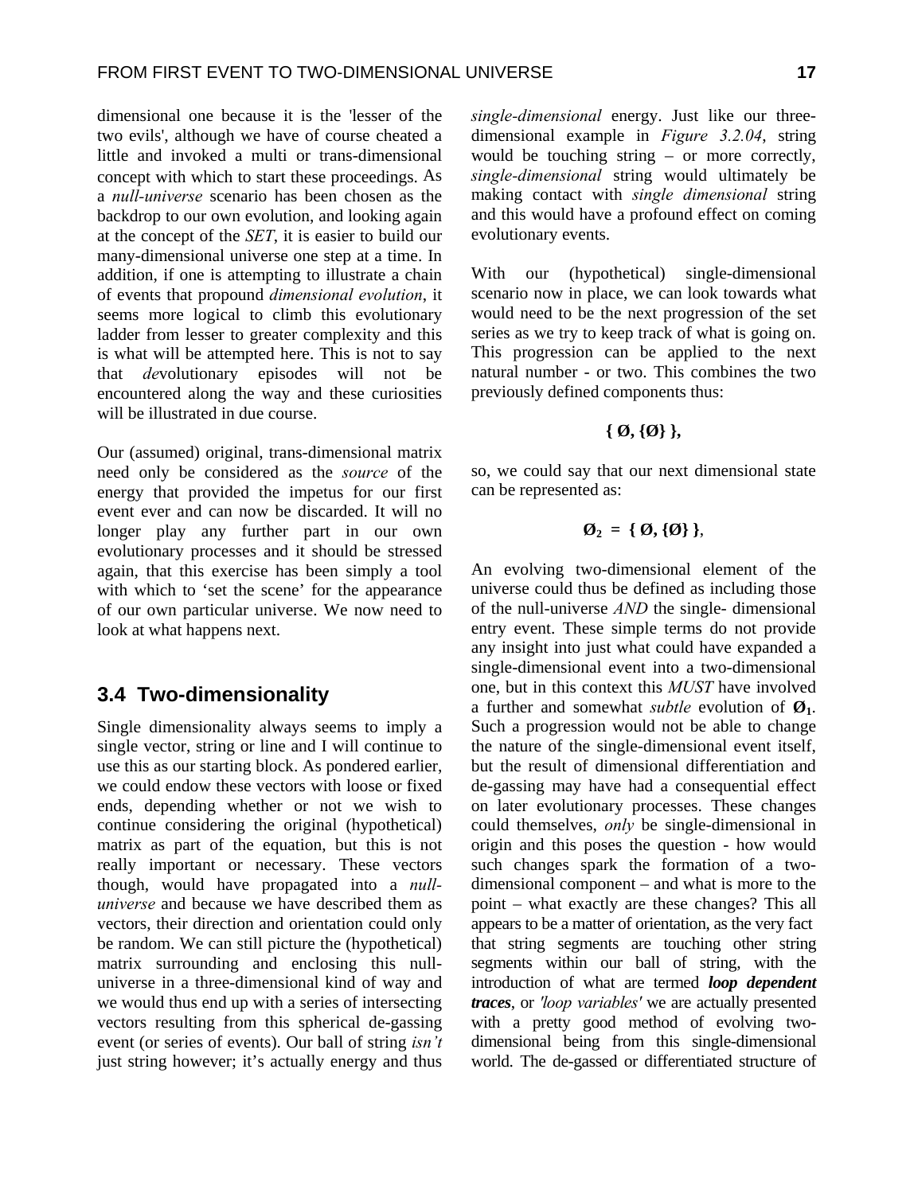dimensional one because it is the 'lesser of the two evils', although we have of course cheated a little and invoked a multi or trans-dimensional concept with which to start these proceedings. As a *null-universe* scenario has been chosen as the backdrop to our own evolution, and looking again at the concept of the *SET*, it is easier to build our many-dimensional universe one step at a time. In addition, if one is attempting to illustrate a chain of events that propound *dimensional evolution*, it seems more logical to climb this evolutionary ladder from lesser to greater complexity and this is what will be attempted here. This is not to say that *de*volutionary episodes will not be encountered along the way and these curiosities will be illustrated in due course.

Our (assumed) original, trans-dimensional matrix need only be considered as the *source* of the energy that provided the impetus for our first event ever and can now be discarded. It will no longer play any further part in our own evolutionary processes and it should be stressed again, that this exercise has been simply a tool with which to 'set the scene' for the appearance of our own particular universe. We now need to look at what happens next.

## 3.4 Two-dimensionality

Single dimensionality always seems to imply a single vector, string or line and I will continue to use this as our starting block. As pondered earlier, we could endow these vectors with loose or fixed ends, depending whether or not we wish to continue considering the original (hypothetical) matrix as part of the equation, but this is not really important or necessary. These vectors though, would have propagated into a *null-universe* and because we have described them as vectors, their direction and orientation could only be random. We can still picture the (hypothetical) matrix surrounding and enclosing this null-universe in a three-dimensional kind of way and we would thus end up with a series of intersecting vectors resulting from this spherical de-gassing event (or series of events). Our ball of string *isn't* just string however; it's actually energy and thus *single-dimensional* energy. Just like our three-dimensional example in *Figure 3.2.04*, string would be touching string – or more correctly, *single-dimensional* string would ultimately be making contact with *single dimensional* string and this would have a profound effect on coming evolutionary events.

With our (hypothetical) single-dimensional scenario now in place, we can look towards what would need to be the next progression of the set series as we try to keep track of what is going on. This progression can be applied to the next natural number - or two. This combines the two previously defined components thus:

$$\{ \emptyset, \{\emptyset\} \},$$

so, we could say that our next dimensional state can be represented as:

$$\emptyset_2 = \{ \emptyset, \{\emptyset\} \},$$

An evolving two-dimensional element of the universe could thus be defined as including those of the null-universe *AND* the single- dimensional entry event. These simple terms do not provide any insight into just what could have expanded a single-dimensional event into a two-dimensional one, but in this context this *MUST* have involved a further and somewhat *subtle* evolution of $\emptyset_1$. Such a progression would not be able to change the nature of the single-dimensional event itself, but the result of dimensional differentiation and de-gassing may have had a consequential effect on later evolutionary processes. These changes could themselves, *only* be single-dimensional in origin and this poses the question - how would such changes spark the formation of a two-dimensional component – and what is more to the point – what exactly are these changes? This all appears to be a matter of orientation, as the very fact that string segments are touching other string segments within our ball of string, with the introduction of what are termed ***loop dependent traces***, or *'loop variables'* we are actually presented with a pretty good method of evolving two-dimensional being from this single-dimensional world. The de-gassed or differentiated structure of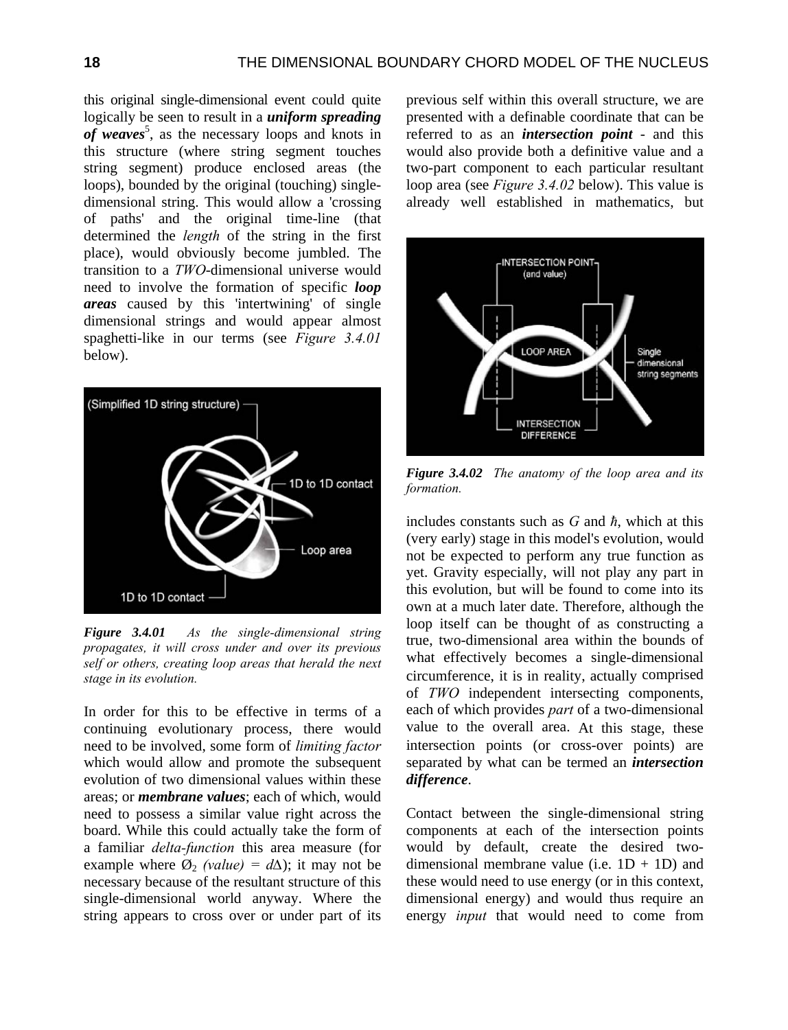this original single-dimensional event could quite logically be seen to result in a ***uniform spreading of weaves***[5], as the necessary loops and knots in this structure (where string segment touches string segment) produce enclosed areas (the loops), bounded by the original (touching) single-dimensional string. This would allow a 'crossing of paths' and the original time-line (that determined the *length* of the string in the first place), would obviously become jumbled. The transition to a *TWO*-dimensional universe would need to involve the formation of specific ***loop areas*** caused by this 'intertwining' of single dimensional strings and would appear almost spaghetti-like in our terms (see *Figure 3.4.01* below).

***Figure 3.4.01*** *As the single-dimensional string propagates, it will cross under and over its previous self or others, creating loop areas that herald the next stage in its evolution.*

In order for this to be effective in terms of a continuing evolutionary process, there would need to be involved, some form of *limiting factor* which would allow and promote the subsequent evolution of two dimensional values within these areas; or ***membrane values***; each of which, would need to possess a similar value right across the board. While this could actually take the form of a familiar *delta-function* this area measure (for example where $Ø_2$ *(value)* = $d\Delta$); it may not be necessary because of the resultant structure of this single-dimensional world anyway. Where the string appears to cross over or under part of its previous self within this overall structure, we are presented with a definable coordinate that can be referred to as an ***intersection point*** - and this would also provide both a definitive value and a two-part component to each particular resultant loop area (see *Figure 3.4.02* below). This value is already well established in mathematics, but

***Figure 3.4.02*** *The anatomy of the loop area and its formation.*

includes constants such as $G$ and $\hbar$, which at this (very early) stage in this model's evolution, would not be expected to perform any true function as yet. Gravity especially, will not play any part in this evolution, but will be found to come into its own at a much later date. Therefore, although the loop itself can be thought of as constructing a true, two-dimensional area within the bounds of what effectively becomes a single-dimensional circumference, it is in reality, actually comprised of *TWO* independent intersecting components, each of which provides *part* of a two-dimensional value to the overall area. At this stage, these intersection points (or cross-over points) are separated by what can be termed an ***intersection difference***.

Contact between the single-dimensional string components at each of the intersection points would by default, create the desired two-dimensional membrane value (i.e. 1D + 1D) and these would need to use energy (or in this context, dimensional energy) and would thus require an energy *input* that would need to come from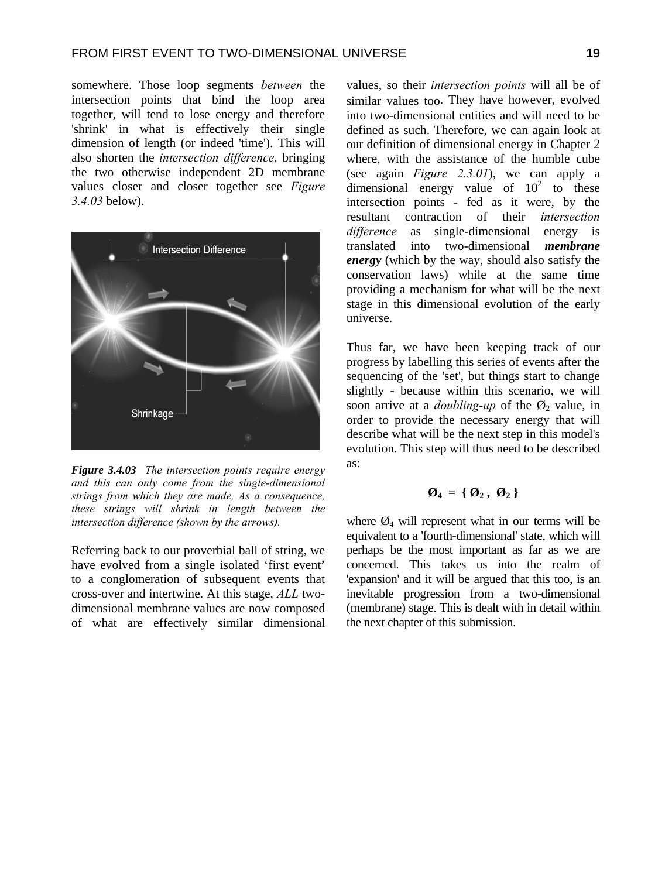somewhere. Those loop segments *between* the intersection points that bind the loop area together, will tend to lose energy and therefore 'shrink' in what is effectively their single dimension of length (or indeed 'time'). This will also shorten the *intersection difference*, bringing the two otherwise independent 2D membrane values closer and closer together see *Figure 3.4.03* below).

Intersection Difference

Shrinkage

***Figure 3.4.03*** *The intersection points require energy and this can only come from the single-dimensional strings from which they are made, As a consequence, these strings will shrink in length between the intersection difference (shown by the arrows).*

Referring back to our proverbial ball of string, we have evolved from a single isolated 'first event' to a conglomeration of subsequent events that cross-over and intertwine. At this stage, *ALL* two-dimensional membrane values are now composed of what are effectively similar dimensional values, so their *intersection points* will all be of similar values too. They have however, evolved into two-dimensional entities and will need to be defined as such. Therefore, we can again look at our definition of dimensional energy in Chapter 2 where, with the assistance of the humble cube (see again *Figure 2.3.01*), we can apply a dimensional energy value of $10^2$ to these intersection points - fed as it were, by the resultant contraction of their *intersection difference* as single-dimensional energy is translated into two-dimensional ***membrane energy*** (which by the way, should also satisfy the conservation laws) while at the same time providing a mechanism for what will be the next stage in this dimensional evolution of the early universe.

Thus far, we have been keeping track of our progress by labelling this series of events after the sequencing of the 'set', but things start to change slightly - because within this scenario, we will soon arrive at a *doubling-up* of the $Ø_2$ value, in order to provide the necessary energy that will describe what will be the next step in this model's evolution. This step will thus need to be described as:

$$\boldsymbol{Ø_4 = \{ Ø_2 , Ø_2 \}}$$

where $Ø_4$ will represent what in our terms will be equivalent to a 'fourth-dimensional' state, which will perhaps be the most important as far as we are concerned. This takes us into the realm of 'expansion' and it will be argued that this too, is an inevitable progression from a two-dimensional (membrane) stage. This is dealt with in detail within the next chapter of this submission.